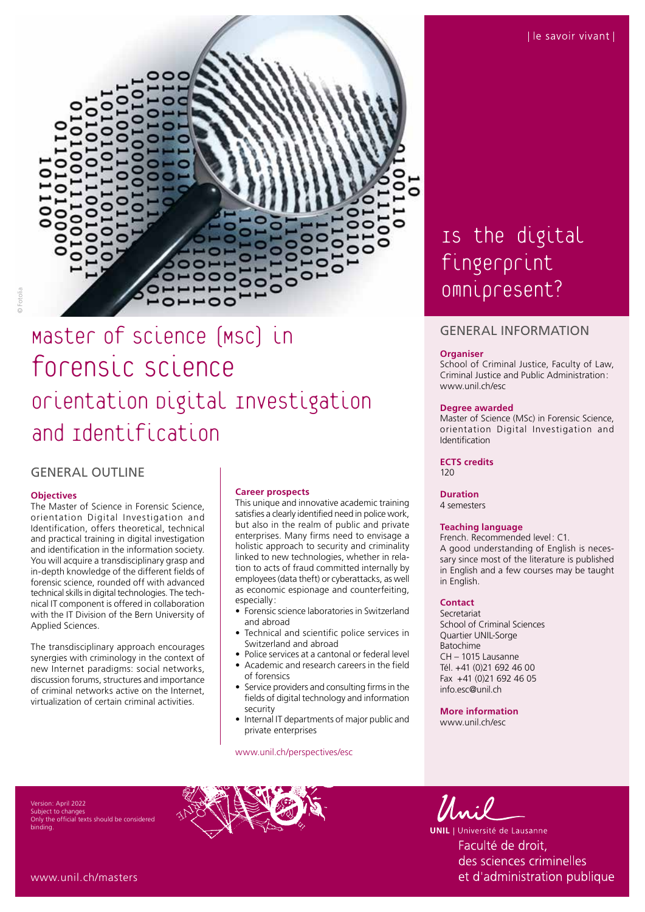| le savoir vivant |

# Is the digital fingerprint omnipresent?

# Master of Science (MSc) in Forensic Science

## Orientation Digital Investigation and Identification

## GENERAL OUTLINE

### Objectives

The Master of Science in Forensic Science, orientation Digital Investigation and Identification, offers theoretical, technical and practical training in digital investigation and identification in the information society. You will acquire a transdisciplinary grasp and in-depth knowledge of the different fields of forensic science, rounded off with advanced technical skills in digital technologies. The technical IT component is offered in collaboration with the IT Division of the Bern University of Applied Sciences.

The transdisciplinary approach encourages synergies with criminology in the context of new Internet paradigms: social networks, discussion forums, structures and importance of criminal networks active on the Internet, virtualization of certain criminal activities.

### Career prospects

This unique and innovative academic training satisfies a clearly identified need in police work, but also in the realm of public and private enterprises. Many firms need to envisage a holistic approach to security and criminality linked to new technologies, whether in relation to acts of fraud committed internally by employees (data theft) or cyberattacks, as well as economic espionage and counterfeiting, especially:

- Forensic science laboratories in Switzerland and abroad
- Technical and scientific police services in Switzerland and abroad
- Police services at a cantonal or federal level
- Academic and research careers in the field of forensics
- Service providers and consulting firms in the fields of digital technology and information security
- Internal IT departments of major public and private enterprises

www.unil.ch/perspectives/esc

## GENERAL INFORMATION

### Organiser

School of Criminal Justice, Faculty of Law, Criminal Justice and Public Administration: www.unil.ch/esc

### Degree awarded

Master of Science (MSc) in Forensic Science, orientation Digital Investigation and Identification

### ECTS credits

120

### Duration

4 semesters

### Teaching language

French. Recommended level: C1.
A good understanding of English is necessary since most of the literature is published in English and a few courses may be taught in English.

### Contact

Secretariat
School of Criminal Sciences
Quartier UNIL-Sorge
Batochime
CH – 1015 Lausanne
Tél. +41 (0)21 692 46 00
Fax +41 (0)21 692 46 05
info.esc@unil.ch

### More information

www.unil.ch/esc

Version: April 2022
Subject to changes
Only the official texts should be considered binding.

www.unil.ch/masters

UNIL | Université de Lausanne
Faculté de droit, des sciences criminelles et d'administration publique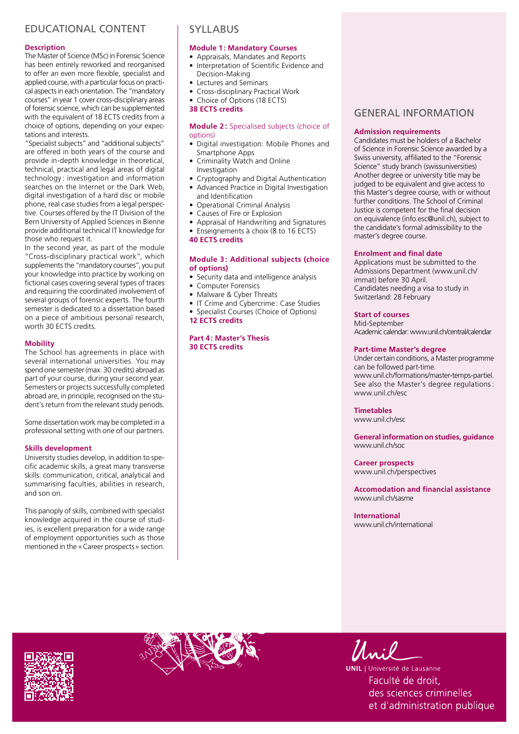## EDUCATIONAL CONTENT

### Description

The Master of Science (MSc) in Forensic Science has been entirely reworked and reorganised to offer an even more flexible, specialist and applied course, with a particular focus on practical aspects in each orientation. The "mandatory courses" in year 1 cover cross-disciplinary areas of forensic science, which can be supplemented with the equivalent of 18 ECTS credits from a choice of options, depending on your expectations and interests.

"Specialist subjects" and "additional subjects" are offered in both years of the course and provide in-depth knowledge in theoretical, technical, practical and legal areas of digital technology : investigation and information searches on the Internet or the Dark Web, digital investigation of a hard disc or mobile phone, real case studies from a legal perspective. Courses offered by the IT Division of the Bern University of Applied Sciences in Bienne provide additional technical IT knowledge for those who request it.

In the second year, as part of the module "Cross-disciplinary practical work", which supplements the "mandatory courses", you put your knowledge into practice by working on fictional cases covering several types of traces and requiring the coordinated involvement of several groups of forensic experts. The fourth semester is dedicated to a dissertation based on a piece of ambitious personal research, worth 30 ECTS credits.

### Mobility

The School has agreements in place with several international universities. You may spend one semester (max. 30 credits) abroad as part of your course, during your second year. Semesters or projects successfully completed abroad are, in principle, recognised on the student's return from the relevant study periods.

Some dissertation work may be completed in a professional setting with one of our partners.

### Skills development

University studies develop, in addition to specific academic skills, a great many transverse skills: communication, critical, analytical and summarising faculties, abilities in research, and son on.

This panoply of skills, combined with specialist knowledge acquired in the course of studies, is excellent preparation for a wide range of employment opportunities such as those mentioned in the « Career prospects » section.

## SYLLABUS

### Module 1 : Mandatory Courses

- Appraisals, Mandates and Reports
- Interpretation of Scientific Evidence and Decision-Making
- Lectures and Seminars
- Cross-disciplinary Practical Work
- Choice of Options (18 ECTS)

**38 ECTS credits**

### Module 2 : Specialised subjects (choice of options)

- Digital investigation: Mobile Phones and Smartphone Apps
- Criminality Watch and Online Investigation
- Cryptography and Digital Authentication
- Advanced Practice in Digital Investigation and Identification
- Operational Criminal Analysis
- Causes of Fire or Explosion
- Appraisal of Handwriting and Signatures
- Enseignements à choix (8 to 16 ECTS)

**40 ECTS credits**

### Module 3 : Additional subjects (choice of options)

- Security data and intelligence analysis
- Computer Forensics
- Malware & Cyber Threats
- IT Crime and Cybercrime : Case Studies
- Specialist Courses (Choice of Options)

**12 ECTS credits**

### Part 4 : Master's Thesis

**30 ECTS credits**

## GENERAL INFORMATION

### Admission requirements

Candidates must be holders of a Bachelor of Science in Forensic Science awarded by a Swiss university, affiliated to the "Forensic Science" study branch (swissuniversities) Another degree or university title may be judged to be equivalent and give access to this Master's degree course, with or without further conditions. The School of Criminal Justice is competent for the final decision on equivalence (info.esc@unil.ch), subject to the candidate's formal admissibility to the master's degree course.

### Enrolment and final date

Applications must be submitted to the Admissions Department (www.unil.ch/immat) before 30 April.
Candidates needing a visa to study in Switzerland: 28 February

### Start of courses

Mid-September
Academic calendar: www.unil.ch/central/calendar

### Part-time Master's degree

Under certain conditions, a Master programme can be followed part-time.
www.unil.ch/formations/master-temps-partiel.
See also the Master's degree regulations : www.unil.ch/esc

### Timetables

www.unil.ch/esc

### General information on studies, guidance

www.unil.ch/soc

### Career prospects

www.unil.ch/perspectives

### Accomodation and financial assistance

www.unil.ch/sasme

### International

www.unil.ch/international

UNIL | Université de Lausanne
Faculté de droit, des sciences criminelles et d'administration publique